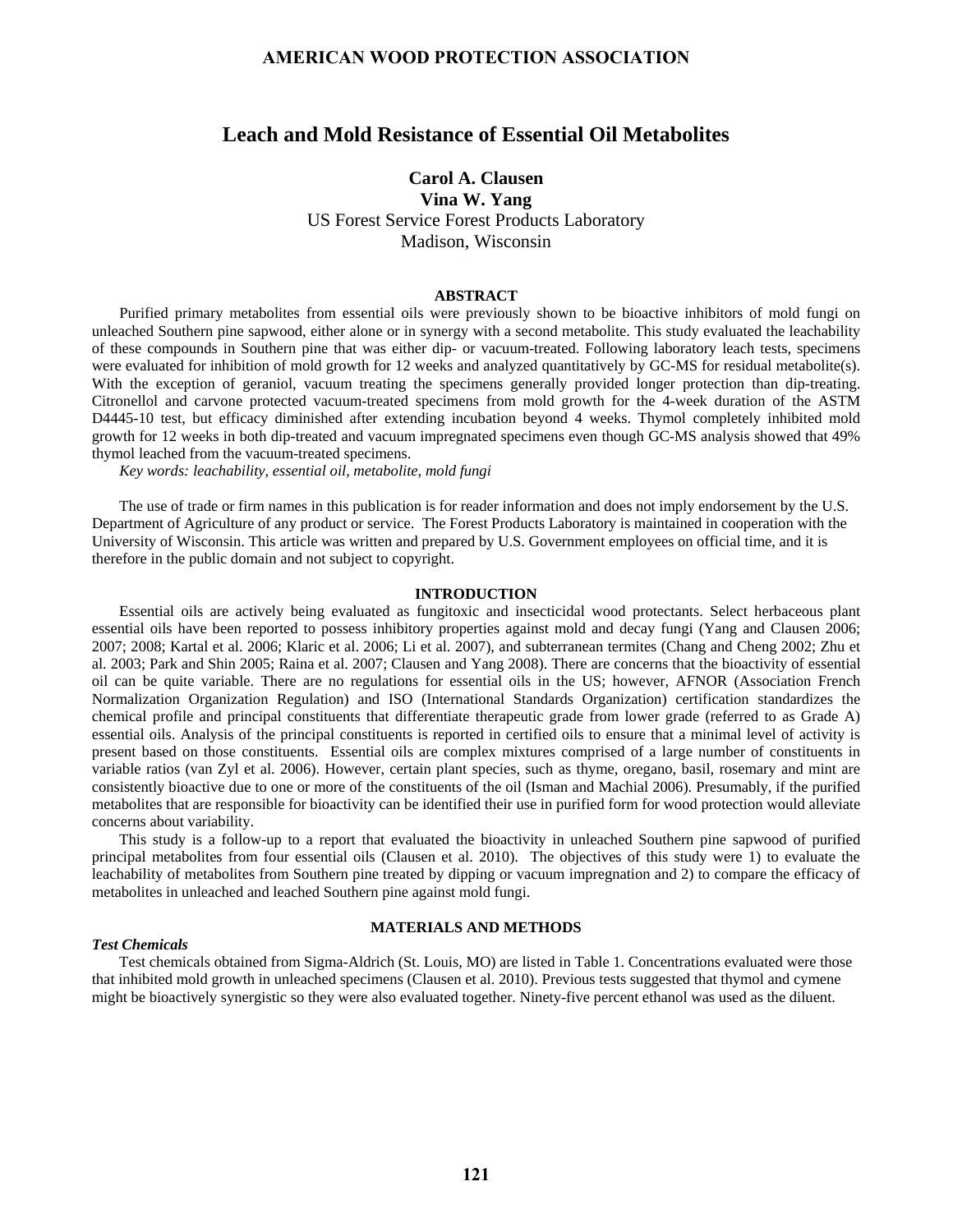# Leach and Mold Resistance of Essential Oil Metabolites

**Carol A. Clausen**
**Vina W. Yang**
US Forest Service Forest Products Laboratory
Madison, Wisconsin

## ABSTRACT

Purified primary metabolites from essential oils were previously shown to be bioactive inhibitors of mold fungi on unleached Southern pine sapwood, either alone or in synergy with a second metabolite. This study evaluated the leachability of these compounds in Southern pine that was either dip- or vacuum-treated. Following laboratory leach tests, specimens were evaluated for inhibition of mold growth for 12 weeks and analyzed quantitatively by GC-MS for residual metabolite(s). With the exception of geraniol, vacuum treating the specimens generally provided longer protection than dip-treating. Citronellol and carvone protected vacuum-treated specimens from mold growth for the 4-week duration of the ASTM D4445-10 test, but efficacy diminished after extending incubation beyond 4 weeks. Thymol completely inhibited mold growth for 12 weeks in both dip-treated and vacuum impregnated specimens even though GC-MS analysis showed that 49% thymol leached from the vacuum-treated specimens.

*Key words: leachability, essential oil, metabolite, mold fungi*

The use of trade or firm names in this publication is for reader information and does not imply endorsement by the U.S. Department of Agriculture of any product or service. The Forest Products Laboratory is maintained in cooperation with the University of Wisconsin. This article was written and prepared by U.S. Government employees on official time, and it is therefore in the public domain and not subject to copyright.

## INTRODUCTION

Essential oils are actively being evaluated as fungitoxic and insecticidal wood protectants. Select herbaceous plant essential oils have been reported to possess inhibitory properties against mold and decay fungi (Yang and Clausen 2006; 2007; 2008; Kartal et al. 2006; Klaric et al. 2006; Li et al. 2007), and subterranean termites (Chang and Cheng 2002; Zhu et al. 2003; Park and Shin 2005; Raina et al. 2007; Clausen and Yang 2008). There are concerns that the bioactivity of essential oil can be quite variable. There are no regulations for essential oils in the US; however, AFNOR (Association French Normalization Organization Regulation) and ISO (International Standards Organization) certification standardizes the chemical profile and principal constituents that differentiate therapeutic grade from lower grade (referred to as Grade A) essential oils. Analysis of the principal constituents is reported in certified oils to ensure that a minimal level of activity is present based on those constituents. Essential oils are complex mixtures comprised of a large number of constituents in variable ratios (van Zyl et al. 2006). However, certain plant species, such as thyme, oregano, basil, rosemary and mint are consistently bioactive due to one or more of the constituents of the oil (Isman and Machial 2006). Presumably, if the purified metabolites that are responsible for bioactivity can be identified their use in purified form for wood protection would alleviate concerns about variability.

This study is a follow-up to a report that evaluated the bioactivity in unleached Southern pine sapwood of purified principal metabolites from four essential oils (Clausen et al. 2010). The objectives of this study were 1) to evaluate the leachability of metabolites from Southern pine treated by dipping or vacuum impregnation and 2) to compare the efficacy of metabolites in unleached and leached Southern pine against mold fungi.

## MATERIALS AND METHODS

### *Test Chemicals*

Test chemicals obtained from Sigma-Aldrich (St. Louis, MO) are listed in Table 1. Concentrations evaluated were those that inhibited mold growth in unleached specimens (Clausen et al. 2010). Previous tests suggested that thymol and cymene might be bioactively synergistic so they were also evaluated together. Ninety-five percent ethanol was used as the diluent.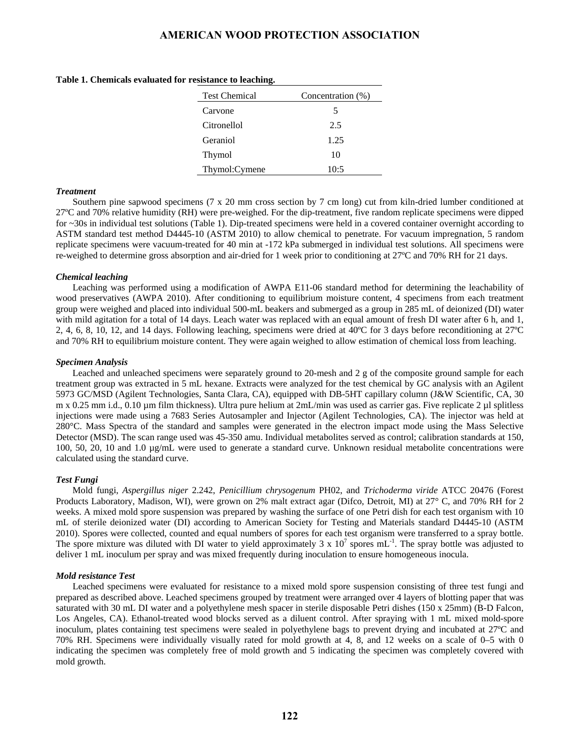**Table 1. Chemicals evaluated for resistance to leaching.**

| Test Chemical | Concentration (%) |
|---|---|
| Carvone | 5 |
| Citronellol | 2.5 |
| Geraniol | 1.25 |
| Thymol | 10 |
| Thymol:Cymene | 10:5 |

### *Treatment*

Southern pine sapwood specimens (7 x 20 mm cross section by 7 cm long) cut from kiln-dried lumber conditioned at 27ºC and 70% relative humidity (RH) were pre-weighed. For the dip-treatment, five random replicate specimens were dipped for ~30s in individual test solutions (Table 1). Dip-treated specimens were held in a covered container overnight according to ASTM standard test method D4445-10 (ASTM 2010) to allow chemical to penetrate. For vacuum impregnation, 5 random replicate specimens were vacuum-treated for 40 min at -172 kPa submerged in individual test solutions. All specimens were re-weighed to determine gross absorption and air-dried for 1 week prior to conditioning at 27ºC and 70% RH for 21 days.

### *Chemical leaching*

Leaching was performed using a modification of AWPA E11-06 standard method for determining the leachability of wood preservatives (AWPA 2010). After conditioning to equilibrium moisture content, 4 specimens from each treatment group were weighed and placed into individual 500-mL beakers and submerged as a group in 285 mL of deionized (DI) water with mild agitation for a total of 14 days. Leach water was replaced with an equal amount of fresh DI water after 6 h, and 1, 2, 4, 6, 8, 10, 12, and 14 days. Following leaching, specimens were dried at 40ºC for 3 days before reconditioning at 27ºC and 70% RH to equilibrium moisture content. They were again weighed to allow estimation of chemical loss from leaching.

### *Specimen Analysis*

Leached and unleached specimens were separately ground to 20-mesh and 2 g of the composite ground sample for each treatment group was extracted in 5 mL hexane. Extracts were analyzed for the test chemical by GC analysis with an Agilent 5973 GC/MSD (Agilent Technologies, Santa Clara, CA), equipped with DB-5HT capillary column (J&W Scientific, CA, 30 m x 0.25 mm i.d., 0.10 µm film thickness). Ultra pure helium at 2mL/min was used as carrier gas. Five replicate 2 µl splitless injections were made using a 7683 Series Autosampler and Injector (Agilent Technologies, CA). The injector was held at 280°C. Mass Spectra of the standard and samples were generated in the electron impact mode using the Mass Selective Detector (MSD). The scan range used was 45-350 amu. Individual metabolites served as control; calibration standards at 150, 100, 50, 20, 10 and 1.0 µg/mL were used to generate a standard curve. Unknown residual metabolite concentrations were calculated using the standard curve.

### *Test Fungi*

Mold fungi, *Aspergillus niger* 2.242, *Penicillium chrysogenum* PH02, and *Trichoderma viride* ATCC 20476 (Forest Products Laboratory, Madison, WI), were grown on 2% malt extract agar (Difco, Detroit, MI) at 27° C, and 70% RH for 2 weeks. A mixed mold spore suspension was prepared by washing the surface of one Petri dish for each test organism with 10 mL of sterile deionized water (DI) according to American Society for Testing and Materials standard D4445-10 (ASTM 2010). Spores were collected, counted and equal numbers of spores for each test organism were transferred to a spray bottle. The spore mixture was diluted with DI water to yield approximately $3 \times 10^7$ spores $mL^{-1}$. The spray bottle was adjusted to deliver 1 mL inoculum per spray and was mixed frequently during inoculation to ensure homogeneous inocula.

### *Mold resistance Test*

Leached specimens were evaluated for resistance to a mixed mold spore suspension consisting of three test fungi and prepared as described above. Leached specimens grouped by treatment were arranged over 4 layers of blotting paper that was saturated with 30 mL DI water and a polyethylene mesh spacer in sterile disposable Petri dishes (150 x 25mm) (B-D Falcon, Los Angeles, CA). Ethanol-treated wood blocks served as a diluent control. After spraying with 1 mL mixed mold-spore inoculum, plates containing test specimens were sealed in polyethylene bags to prevent drying and incubated at 27ºC and 70% RH. Specimens were individually visually rated for mold growth at 4, 8, and 12 weeks on a scale of 0–5 with 0 indicating the specimen was completely free of mold growth and 5 indicating the specimen was completely covered with mold growth.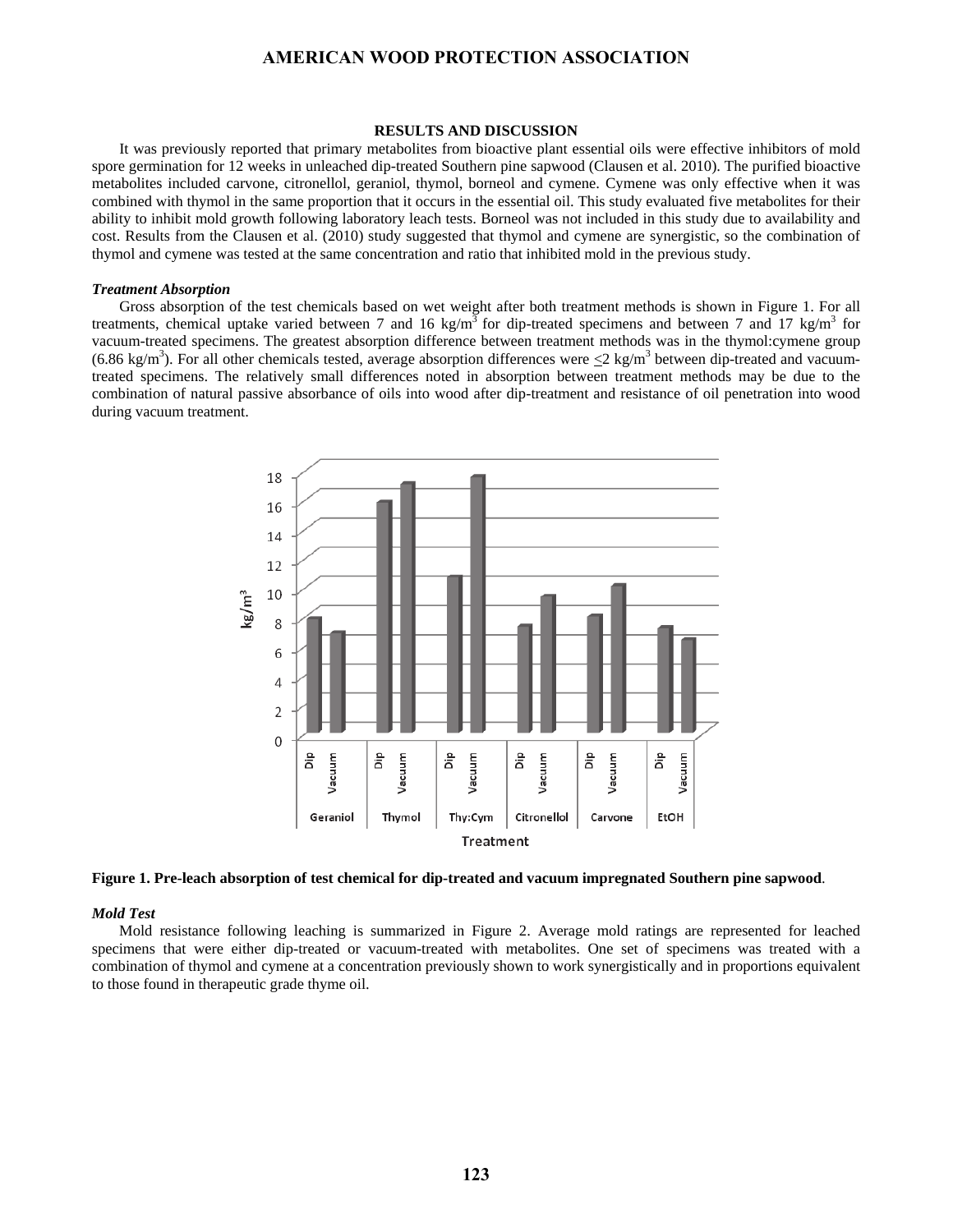## RESULTS AND DISCUSSION

It was previously reported that primary metabolites from bioactive plant essential oils were effective inhibitors of mold spore germination for 12 weeks in unleached dip-treated Southern pine sapwood (Clausen et al. 2010). The purified bioactive metabolites included carvone, citronellol, geraniol, thymol, borneol and cymene. Cymene was only effective when it was combined with thymol in the same proportion that it occurs in the essential oil. This study evaluated five metabolites for their ability to inhibit mold growth following laboratory leach tests. Borneol was not included in this study due to availability and cost. Results from the Clausen et al. (2010) study suggested that thymol and cymene are synergistic, so the combination of thymol and cymene was tested at the same concentration and ratio that inhibited mold in the previous study.

### *Treatment Absorption*

Gross absorption of the test chemicals based on wet weight after both treatment methods is shown in Figure 1. For all treatments, chemical uptake varied between 7 and 16 kg/m$^3$ for dip-treated specimens and between 7 and 17 kg/m$^3$ for vacuum-treated specimens. The greatest absorption difference between treatment methods was in the thymol:cymene group (6.86 kg/m$^3$). For all other chemicals tested, average absorption differences were $\leq$2 kg/m$^3$ between dip-treated and vacuum-treated specimens. The relatively small differences noted in absorption between treatment methods may be due to the combination of natural passive absorbance of oils into wood after dip-treatment and resistance of oil penetration into wood during vacuum treatment.

**Figure 1. Pre-leach absorption of test chemical for dip-treated and vacuum impregnated Southern pine sapwood**.

### *Mold Test*

Mold resistance following leaching is summarized in Figure 2. Average mold ratings are represented for leached specimens that were either dip-treated or vacuum-treated with metabolites. One set of specimens was treated with a combination of thymol and cymene at a concentration previously shown to work synergistically and in proportions equivalent to those found in therapeutic grade thyme oil.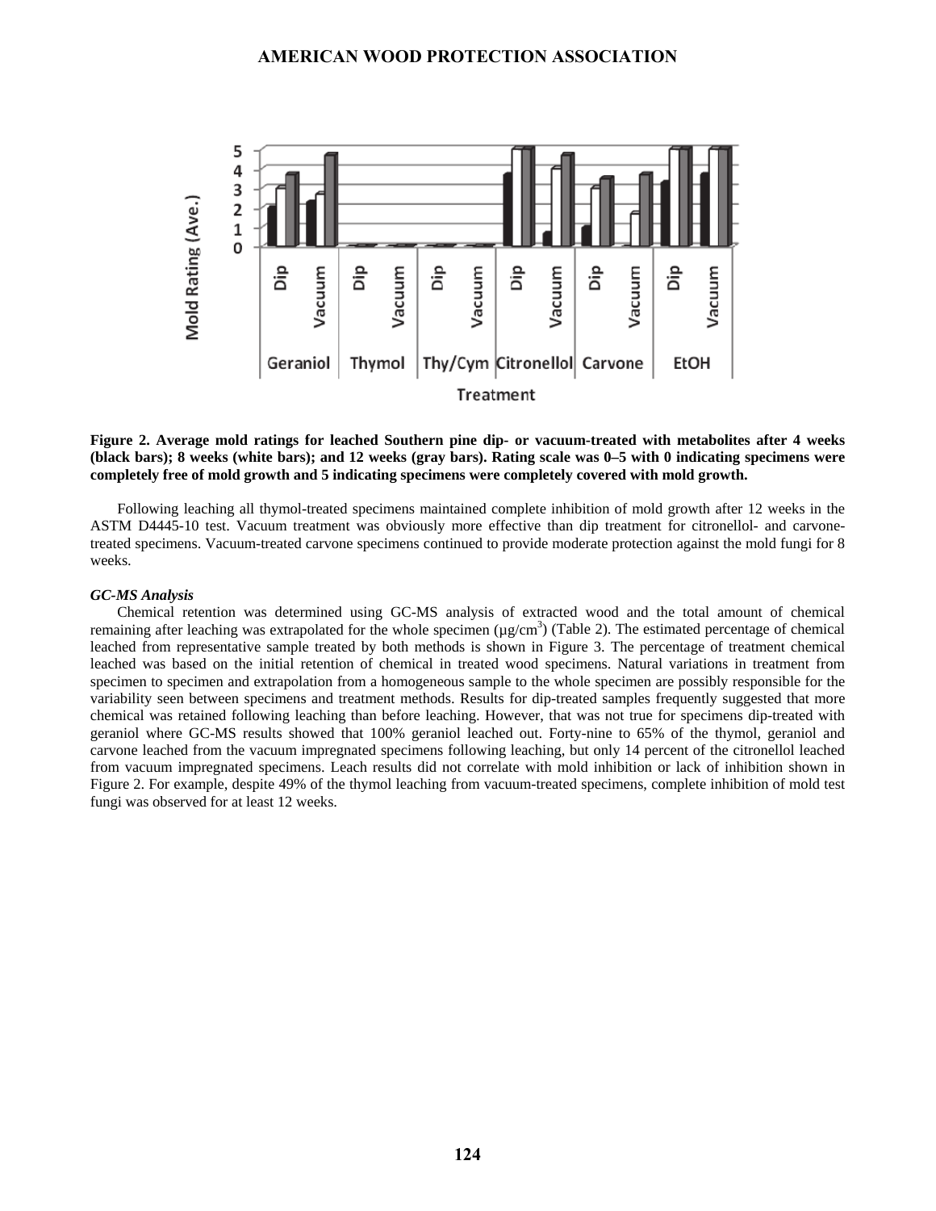**Figure 2. Average mold ratings for leached Southern pine dip- or vacuum-treated with metabolites after 4 weeks (black bars); 8 weeks (white bars); and 12 weeks (gray bars). Rating scale was 0–5 with 0 indicating specimens were completely free of mold growth and 5 indicating specimens were completely covered with mold growth.**

Following leaching all thymol-treated specimens maintained complete inhibition of mold growth after 12 weeks in the ASTM D4445-10 test. Vacuum treatment was obviously more effective than dip treatment for citronellol- and carvone-treated specimens. Vacuum-treated carvone specimens continued to provide moderate protection against the mold fungi for 8 weeks.

### *GC-MS Analysis*

Chemical retention was determined using GC-MS analysis of extracted wood and the total amount of chemical remaining after leaching was extrapolated for the whole specimen (µg/cm$^3$) (Table 2). The estimated percentage of chemical leached from representative sample treated by both methods is shown in Figure 3. The percentage of treatment chemical leached was based on the initial retention of chemical in treated wood specimens. Natural variations in treatment from specimen to specimen and extrapolation from a homogeneous sample to the whole specimen are possibly responsible for the variability seen between specimens and treatment methods. Results for dip-treated samples frequently suggested that more chemical was retained following leaching than before leaching. However, that was not true for specimens dip-treated with geraniol where GC-MS results showed that 100% geraniol leached out. Forty-nine to 65% of the thymol, geraniol and carvone leached from the vacuum impregnated specimens following leaching, but only 14 percent of the citronellol leached from vacuum impregnated specimens. Leach results did not correlate with mold inhibition or lack of inhibition shown in Figure 2. For example, despite 49% of the thymol leaching from vacuum-treated specimens, complete inhibition of mold test fungi was observed for at least 12 weeks.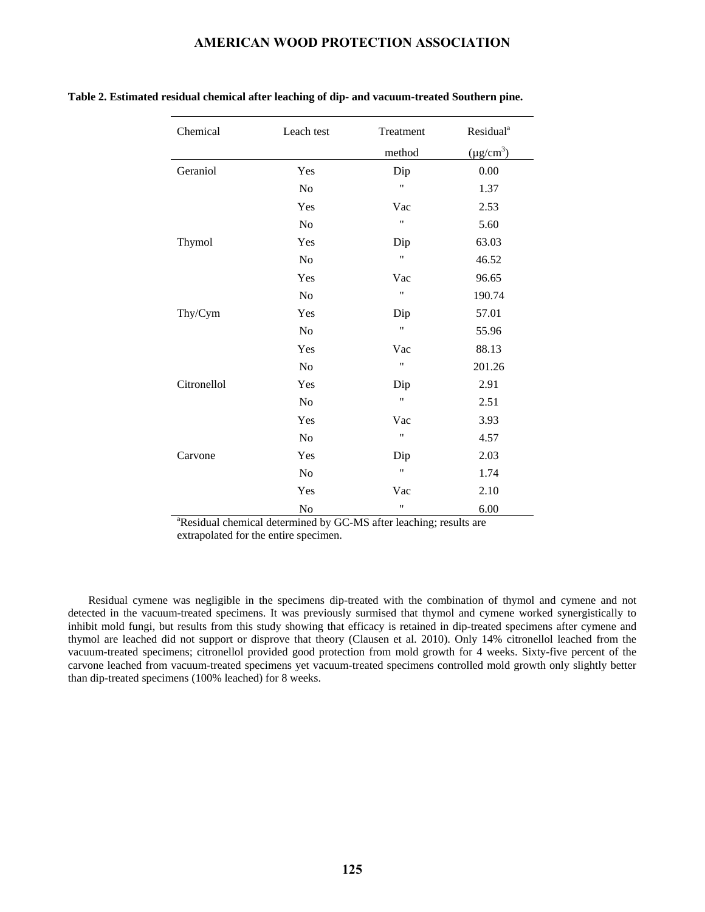**Table 2. Estimated residual chemical after leaching of dip- and vacuum-treated Southern pine.**

| Chemical | Leach test | Treatment method | Residual[a] ($\mu g/cm^3$) |
|---|---|---|---|
| Geraniol | Yes | Dip | 0.00 |
| | No | " | 1.37 |
| | Yes | Vac | 2.53 |
| | No | " | 5.60 |
| Thymol | Yes | Dip | 63.03 |
| | No | " | 46.52 |
| | Yes | Vac | 96.65 |
| | No | " | 190.74 |
| Thy/Cym | Yes | Dip | 57.01 |
| | No | " | 55.96 |
| | Yes | Vac | 88.13 |
| | No | " | 201.26 |
| Citronellol | Yes | Dip | 2.91 |
| | No | " | 2.51 |
| | Yes | Vac | 3.93 |
| | No | " | 4.57 |
| Carvone | Yes | Dip | 2.03 |
| | No | " | 1.74 |
| | Yes | Vac | 2.10 |
| | No | " | 6.00 |

[a]Residual chemical determined by GC-MS after leaching; results are extrapolated for the entire specimen.

Residual cymene was negligible in the specimens dip-treated with the combination of thymol and cymene and not detected in the vacuum-treated specimens. It was previously surmised that thymol and cymene worked synergistically to inhibit mold fungi, but results from this study showing that efficacy is retained in dip-treated specimens after cymene and thymol are leached did not support or disprove that theory (Clausen et al. 2010). Only 14% citronellol leached from the vacuum-treated specimens; citronellol provided good protection from mold growth for 4 weeks. Sixty-five percent of the carvone leached from vacuum-treated specimens yet vacuum-treated specimens controlled mold growth only slightly better than dip-treated specimens (100% leached) for 8 weeks.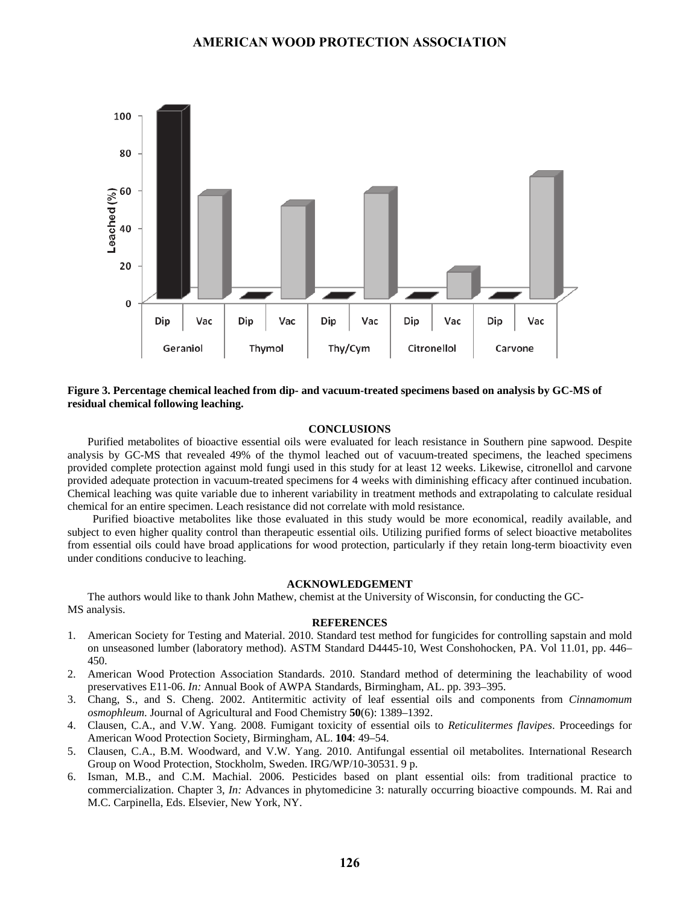**Figure 3. Percentage chemical leached from dip- and vacuum-treated specimens based on analysis by GC-MS of residual chemical following leaching.**

## CONCLUSIONS

Purified metabolites of bioactive essential oils were evaluated for leach resistance in Southern pine sapwood. Despite analysis by GC-MS that revealed 49% of the thymol leached out of vacuum-treated specimens, the leached specimens provided complete protection against mold fungi used in this study for at least 12 weeks. Likewise, citronellol and carvone provided adequate protection in vacuum-treated specimens for 4 weeks with diminishing efficacy after continued incubation. Chemical leaching was quite variable due to inherent variability in treatment methods and extrapolating to calculate residual chemical for an entire specimen. Leach resistance did not correlate with mold resistance.

Purified bioactive metabolites like those evaluated in this study would be more economical, readily available, and subject to even higher quality control than therapeutic essential oils. Utilizing purified forms of select bioactive metabolites from essential oils could have broad applications for wood protection, particularly if they retain long-term bioactivity even under conditions conducive to leaching.

## ACKNOWLEDGEMENT

The authors would like to thank John Mathew, chemist at the University of Wisconsin, for conducting the GC-MS analysis.

## REFERENCES

1. American Society for Testing and Material. 2010. Standard test method for fungicides for controlling sapstain and mold on unseasoned lumber (laboratory method). ASTM Standard D4445-10, West Conshohocken, PA. Vol 11.01, pp. 446–450.
2. American Wood Protection Association Standards. 2010. Standard method of determining the leachability of wood preservatives E11-06. *In:* Annual Book of AWPA Standards, Birmingham, AL. pp. 393–395.
3. Chang, S., and S. Cheng. 2002. Antitermitic activity of leaf essential oils and components from *Cinnamomum osmophleum*. Journal of Agricultural and Food Chemistry **50**(6): 1389–1392.
4. Clausen, C.A., and V.W. Yang. 2008. Fumigant toxicity of essential oils to *Reticulitermes flavipes*. Proceedings for American Wood Protection Society, Birmingham, AL. **104**: 49–54.
5. Clausen, C.A., B.M. Woodward, and V.W. Yang. 2010. Antifungal essential oil metabolites. International Research Group on Wood Protection, Stockholm, Sweden. IRG/WP/10-30531. 9 p.
6. Isman, M.B., and C.M. Machial. 2006. Pesticides based on plant essential oils: from traditional practice to commercialization. Chapter 3, *In:* Advances in phytomedicine 3: naturally occurring bioactive compounds. M. Rai and M.C. Carpinella, Eds. Elsevier, New York, NY.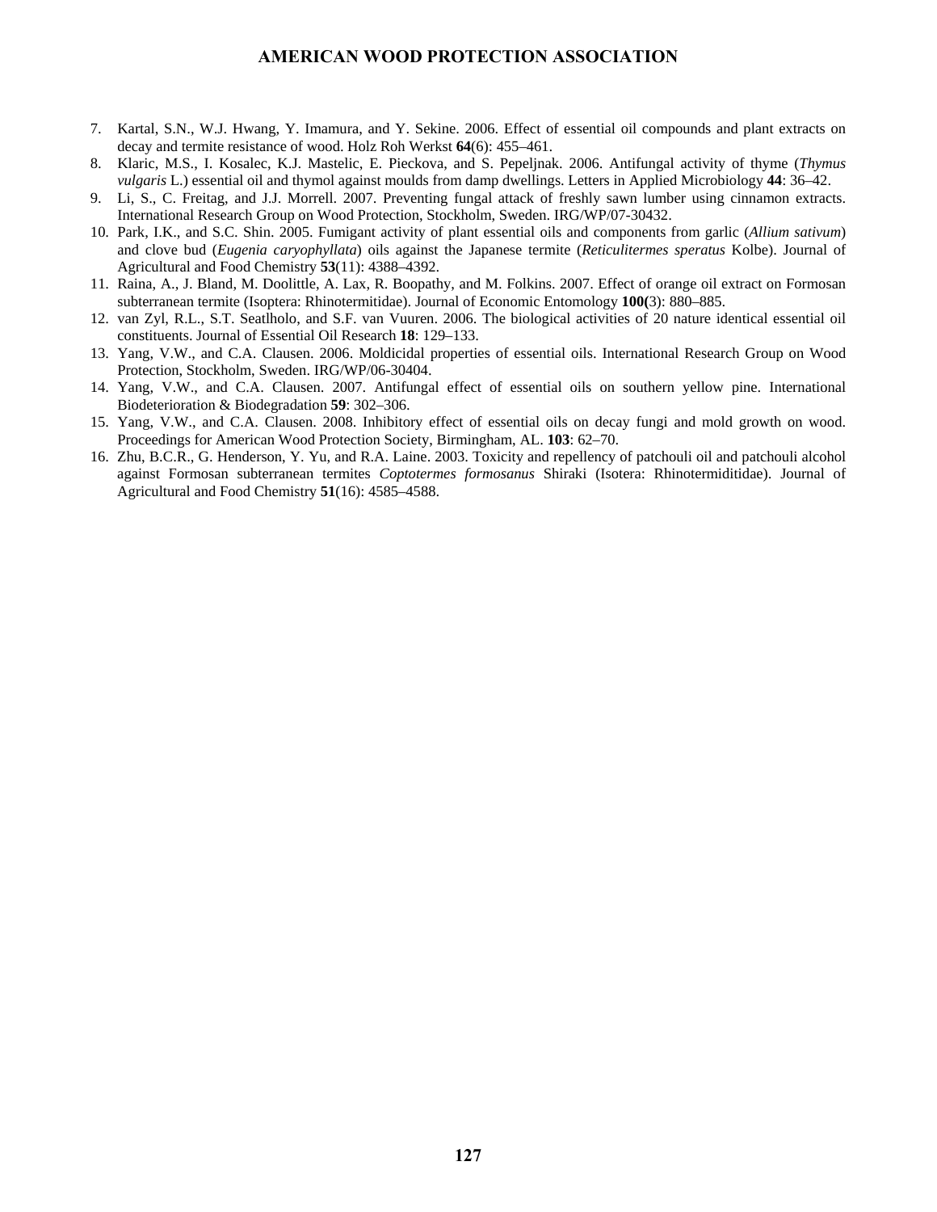7. Kartal, S.N., W.J. Hwang, Y. Imamura, and Y. Sekine. 2006. Effect of essential oil compounds and plant extracts on decay and termite resistance of wood. Holz Roh Werkst **64**(6): 455–461.
8. Klaric, M.S., I. Kosalec, K.J. Mastelic, E. Pieckova, and S. Pepeljnak. 2006. Antifungal activity of thyme (*Thymus vulgaris* L.) essential oil and thymol against moulds from damp dwellings. Letters in Applied Microbiology **44**: 36–42.
9. Li, S., C. Freitag, and J.J. Morrell. 2007. Preventing fungal attack of freshly sawn lumber using cinnamon extracts. International Research Group on Wood Protection, Stockholm, Sweden. IRG/WP/07-30432.
10. Park, I.K., and S.C. Shin. 2005. Fumigant activity of plant essential oils and components from garlic (*Allium sativum*) and clove bud (*Eugenia caryophyllata*) oils against the Japanese termite (*Reticulitermes speratus* Kolbe). Journal of Agricultural and Food Chemistry **53**(11): 4388–4392.
11. Raina, A., J. Bland, M. Doolittle, A. Lax, R. Boopathy, and M. Folkins. 2007. Effect of orange oil extract on Formosan subterranean termite (Isoptera: Rhinotermitidae). Journal of Economic Entomology **100(**3): 880–885.
12. van Zyl, R.L., S.T. Seatlholo, and S.F. van Vuuren. 2006. The biological activities of 20 nature identical essential oil constituents. Journal of Essential Oil Research **18**: 129–133.
13. Yang, V.W., and C.A. Clausen. 2006. Moldicidal properties of essential oils. International Research Group on Wood Protection, Stockholm, Sweden. IRG/WP/06-30404.
14. Yang, V.W., and C.A. Clausen. 2007. Antifungal effect of essential oils on southern yellow pine. International Biodeterioration & Biodegradation **59**: 302–306.
15. Yang, V.W., and C.A. Clausen. 2008. Inhibitory effect of essential oils on decay fungi and mold growth on wood. Proceedings for American Wood Protection Society, Birmingham, AL. **103**: 62–70.
16. Zhu, B.C.R., G. Henderson, Y. Yu, and R.A. Laine. 2003. Toxicity and repellency of patchouli oil and patchouli alcohol against Formosan subterranean termites *Coptotermes formosanus* Shiraki (Isotera: Rhinotermidtidae). Journal of Agricultural and Food Chemistry **51**(16): 4585–4588.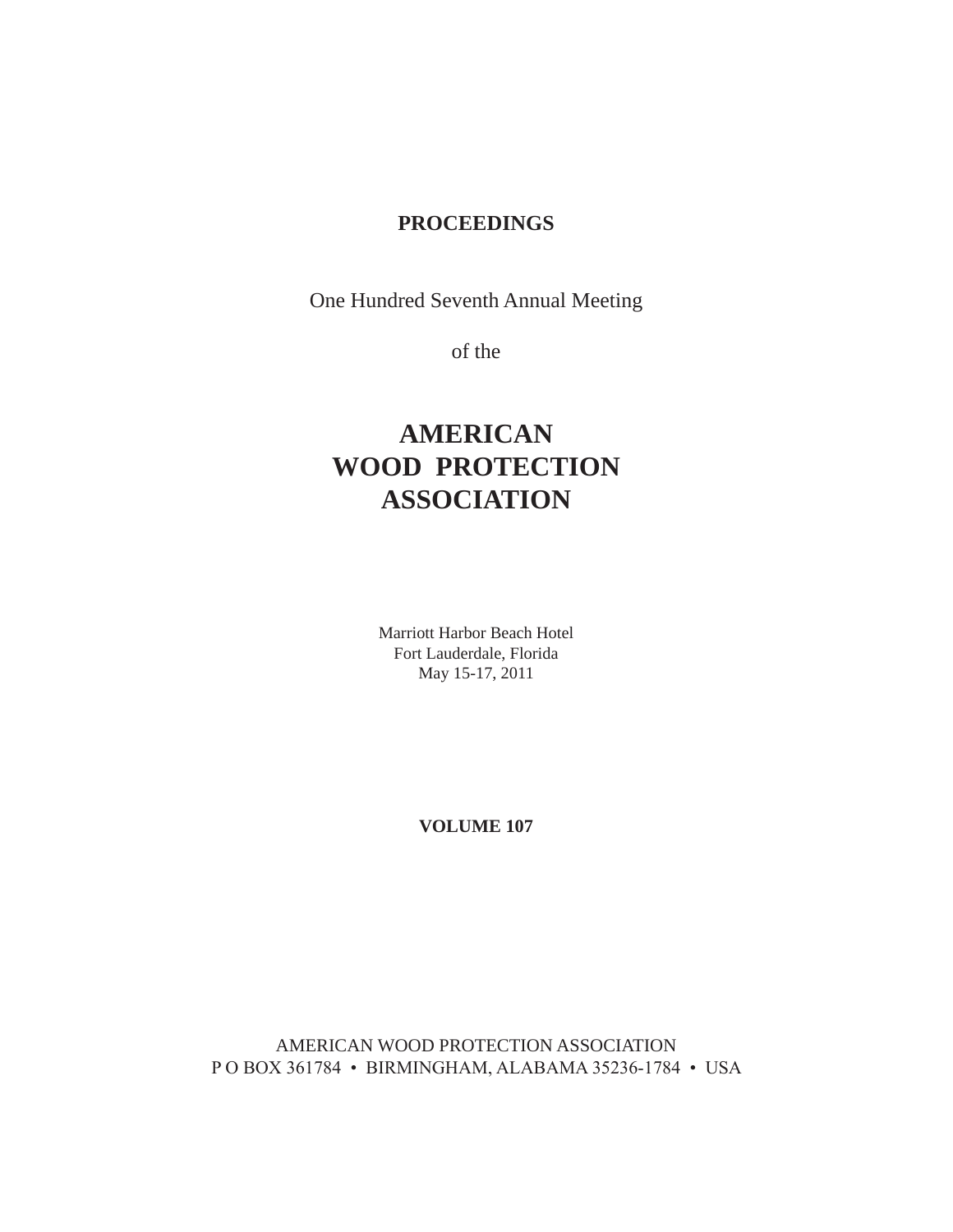# PROCEEDINGS

One Hundred Seventh Annual Meeting

of the

# AMERICAN WOOD PROTECTION ASSOCIATION

Marriott Harbor Beach Hotel
Fort Lauderdale, Florida
May 15-17, 2011

**VOLUME 107**

AMERICAN WOOD PROTECTION ASSOCIATION
P O BOX 361784 • BIRMINGHAM, ALABAMA 35236-1784 • USA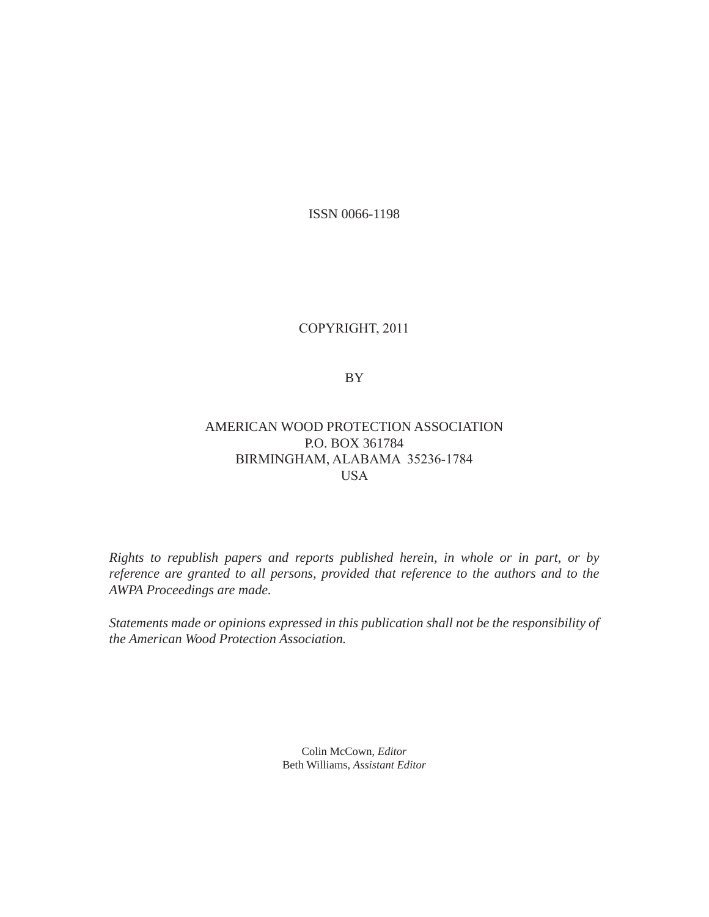ISSN 0066-1198

COPYRIGHT, 2011

BY

AMERICAN WOOD PROTECTION ASSOCIATION
P.O. BOX 361784
BIRMINGHAM, ALABAMA 35236-1784
USA

*Rights to republish papers and reports published herein, in whole or in part, or by reference are granted to all persons, provided that reference to the authors and to the AWPA Proceedings are made.*

*Statements made or opinions expressed in this publication shall not be the responsibility of the American Wood Protection Association.*

Colin McCown, *Editor*
Beth Williams, *Assistant Editor*